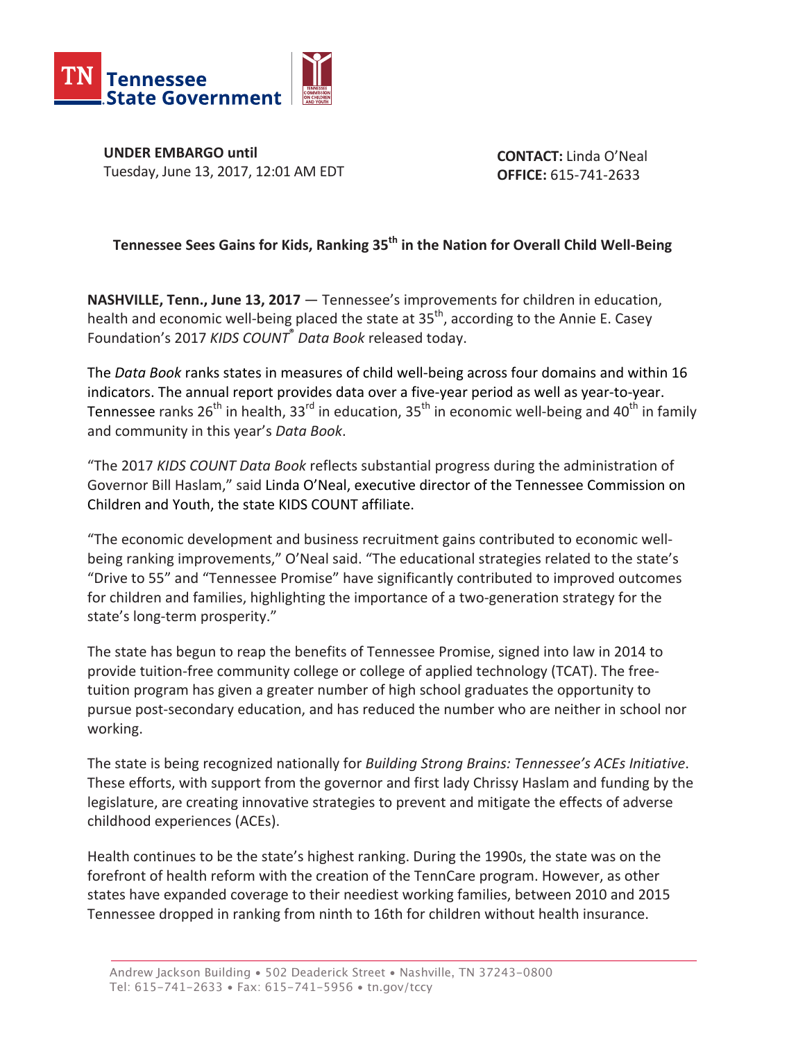Tennessee State Government

**UNDER EMBARGO until**
Tuesday, June 13, 2017, 12:01 AM EDT

**CONTACT:** Linda O'Neal
**OFFICE:** 615-741-2633

## Tennessee Sees Gains for Kids, Ranking 35th in the Nation for Overall Child Well-Being

**NASHVILLE, Tenn., June 13, 2017** — Tennessee's improvements for children in education, health and economic well-being placed the state at 35th, according to the Annie E. Casey Foundation's 2017 *KIDS COUNT® Data Book* released today.

The *Data Book* ranks states in measures of child well-being across four domains and within 16 indicators. The annual report provides data over a five-year period as well as year-to-year. Tennessee ranks 26th in health, 33rd in education, 35th in economic well-being and 40th in family and community in this year's *Data Book*.

"The 2017 *KIDS COUNT Data Book* reflects substantial progress during the administration of Governor Bill Haslam," said Linda O'Neal, executive director of the Tennessee Commission on Children and Youth, the state KIDS COUNT affiliate.

"The economic development and business recruitment gains contributed to economic well-being ranking improvements," O'Neal said. "The educational strategies related to the state's "Drive to 55" and "Tennessee Promise" have significantly contributed to improved outcomes for children and families, highlighting the importance of a two-generation strategy for the state's long-term prosperity."

The state has begun to reap the benefits of Tennessee Promise, signed into law in 2014 to provide tuition-free community college or college of applied technology (TCAT). The free-tuition program has given a greater number of high school graduates the opportunity to pursue post-secondary education, and has reduced the number who are neither in school nor working.

The state is being recognized nationally for *Building Strong Brains: Tennessee's ACEs Initiative*. These efforts, with support from the governor and first lady Chrissy Haslam and funding by the legislature, are creating innovative strategies to prevent and mitigate the effects of adverse childhood experiences (ACEs).

Health continues to be the state's highest ranking. During the 1990s, the state was on the forefront of health reform with the creation of the TennCare program. However, as other states have expanded coverage to their neediest working families, between 2010 and 2015 Tennessee dropped in ranking from ninth to 16th for children without health insurance.

Andrew Jackson Building • 502 Deaderick Street • Nashville, TN 37243-0800
Tel: 615-741-2633 • Fax: 615-741-5956 • tn.gov/tccy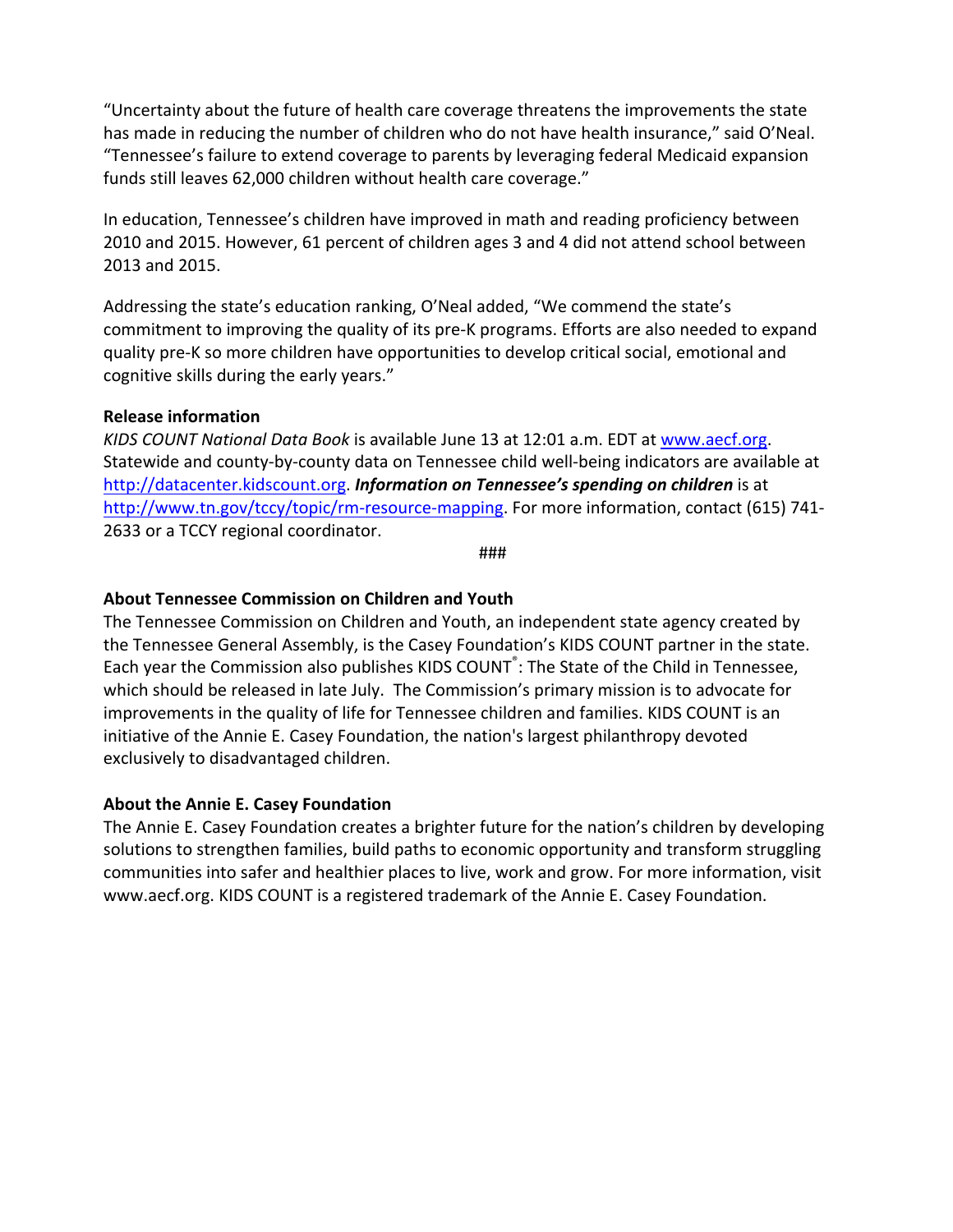"Uncertainty about the future of health care coverage threatens the improvements the state has made in reducing the number of children who do not have health insurance," said O'Neal. "Tennessee's failure to extend coverage to parents by leveraging federal Medicaid expansion funds still leaves 62,000 children without health care coverage."

In education, Tennessee's children have improved in math and reading proficiency between 2010 and 2015. However, 61 percent of children ages 3 and 4 did not attend school between 2013 and 2015.

Addressing the state's education ranking, O'Neal added, "We commend the state's commitment to improving the quality of its pre-K programs. Efforts are also needed to expand quality pre-K so more children have opportunities to develop critical social, emotional and cognitive skills during the early years."

**Release information**

*KIDS COUNT National Data Book* is available June 13 at 12:01 a.m. EDT at www.aecf.org. Statewide and county-by-county data on Tennessee child well-being indicators are available at http://datacenter.kidscount.org. ***Information on Tennessee's spending on children*** is at http://www.tn.gov/tccy/topic/rm-resource-mapping. For more information, contact (615) 741-2633 or a TCCY regional coordinator.

###

**About Tennessee Commission on Children and Youth**

The Tennessee Commission on Children and Youth, an independent state agency created by the Tennessee General Assembly, is the Casey Foundation's KIDS COUNT partner in the state. Each year the Commission also publishes KIDS COUNT®: The State of the Child in Tennessee, which should be released in late July. The Commission's primary mission is to advocate for improvements in the quality of life for Tennessee children and families. KIDS COUNT is an initiative of the Annie E. Casey Foundation, the nation's largest philanthropy devoted exclusively to disadvantaged children.

**About the Annie E. Casey Foundation**

The Annie E. Casey Foundation creates a brighter future for the nation's children by developing solutions to strengthen families, build paths to economic opportunity and transform struggling communities into safer and healthier places to live, work and grow. For more information, visit www.aecf.org. KIDS COUNT is a registered trademark of the Annie E. Casey Foundation.